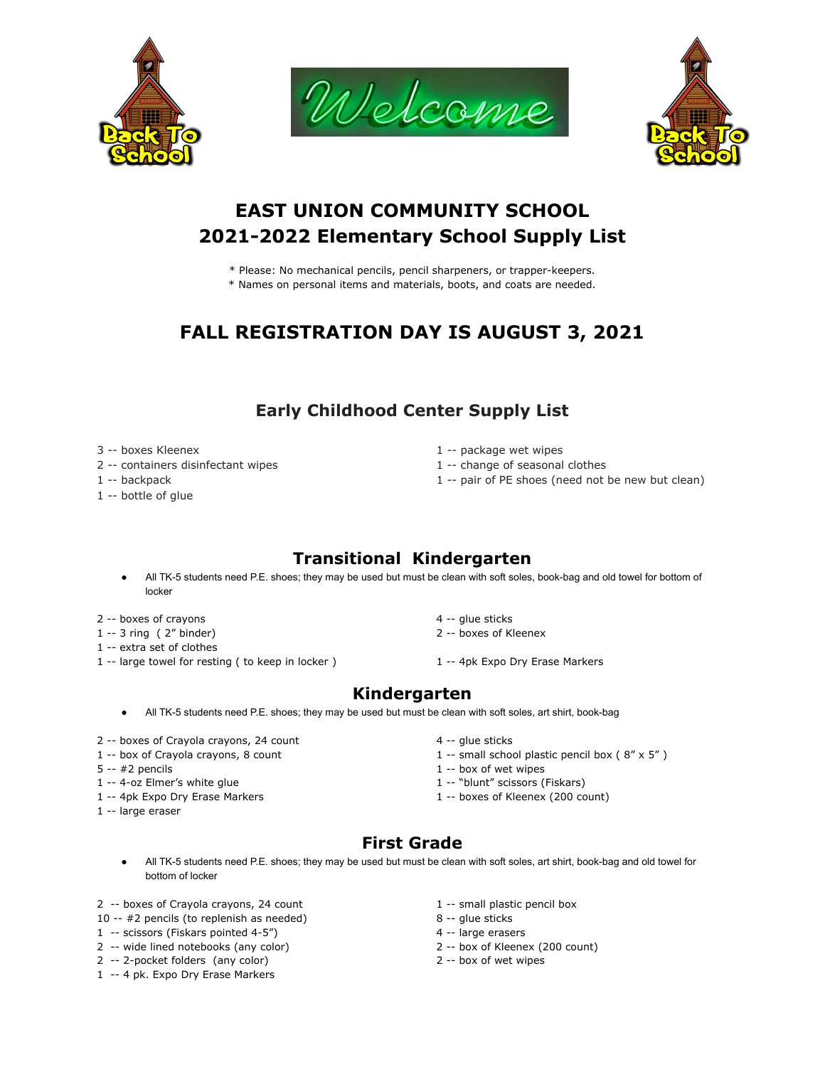# EAST UNION COMMUNITY SCHOOL
# 2021-2022 Elementary School Supply List

* Please: No mechanical pencils, pencil sharpeners, or trapper-keepers.
* Names on personal items and materials, boots, and coats are needed.

## FALL REGISTRATION DAY IS AUGUST 3, 2021

## Early Childhood Center Supply List

3 -- boxes Kleenex
2 -- containers disinfectant wipes
1 -- backpack
1 -- bottle of glue
1 -- package wet wipes
1 -- change of seasonal clothes
1 -- pair of PE shoes (need not be new but clean)

## Transitional Kindergarten

- All TK-5 students need P.E. shoes; they may be used but must be clean with soft soles, book-bag and old towel for bottom of locker

2 -- boxes of crayons
1 -- 3 ring ( 2" binder)
1 -- extra set of clothes
1 -- large towel for resting ( to keep in locker )
4 -- glue sticks
2 -- boxes of Kleenex
1 -- 4pk Expo Dry Erase Markers

## Kindergarten

- All TK-5 students need P.E. shoes; they may be used but must be clean with soft soles, art shirt, book-bag

2 -- boxes of Crayola crayons, 24 count
1 -- box of Crayola crayons, 8 count
5 -- #2 pencils
1 -- 4-oz Elmer's white glue
1 -- 4pk Expo Dry Erase Markers
1 -- large eraser
4 -- glue sticks
1 -- small school plastic pencil box ( 8" x 5" )
1 -- box of wet wipes
1 -- "blunt" scissors (Fiskars)
1 -- boxes of Kleenex (200 count)

## First Grade

- All TK-5 students need P.E. shoes; they may be used but must be clean with soft soles, art shirt, book-bag and old towel for bottom of locker

2 -- boxes of Crayola crayons, 24 count
10 -- #2 pencils (to replenish as needed)
1 -- scissors (Fiskars pointed 4-5")
2 -- wide lined notebooks (any color)
2 -- 2-pocket folders (any color)
1 -- 4 pk. Expo Dry Erase Markers
1 -- small plastic pencil box
8 -- glue sticks
4 -- large erasers
2 -- box of Kleenex (200 count)
2 -- box of wet wipes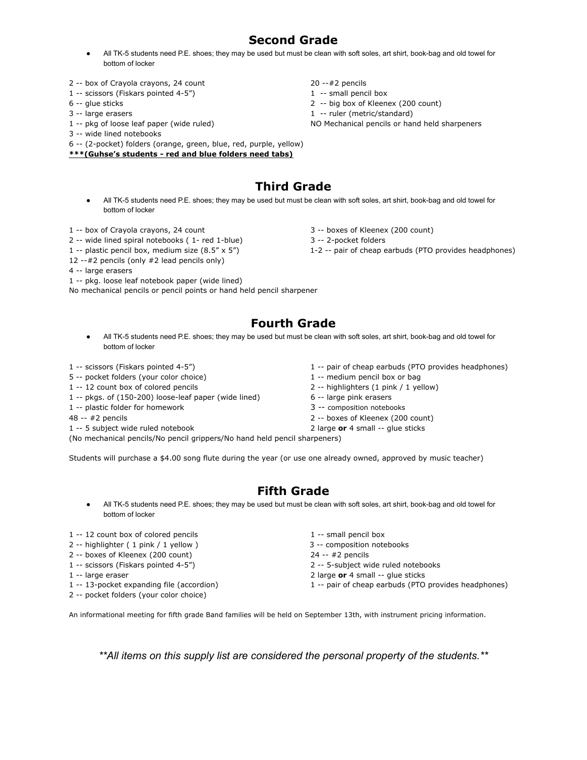## Second Grade

- All TK-5 students need P.E. shoes; they may be used but must be clean with soft soles, art shirt, book-bag and old towel for bottom of locker

2 -- box of Crayola crayons, 24 count
1 -- scissors (Fiskars pointed 4-5")
6 -- glue sticks
3 -- large erasers
1 -- pkg of loose leaf paper (wide ruled)
3 -- wide lined notebooks
6 -- (2-pocket) folders (orange, green, blue, red, purple, yellow)
**<u>***(Guhse's students - red and blue folders need tabs)</u>**

20 --#2 pencils
1 -- small pencil box
2 -- big box of Kleenex (200 count)
1 -- ruler (metric/standard)
NO Mechanical pencils or hand held sharpeners

## Third Grade

- All TK-5 students need P.E. shoes; they may be used but must be clean with soft soles, art shirt, book-bag and old towel for bottom of locker

1 -- box of Crayola crayons, 24 count
2 -- wide lined spiral notebooks ( 1- red 1-blue)
1 -- plastic pencil box, medium size (8.5" x 5")
12 --#2 pencils (only #2 lead pencils only)
4 -- large erasers
1 -- pkg. loose leaf notebook paper (wide lined)
No mechanical pencils or pencil points or hand held pencil sharpener

3 -- boxes of Kleenex (200 count)
3 -- 2-pocket folders
1-2 -- pair of cheap earbuds (PTO provides headphones)

## Fourth Grade

- All TK-5 students need P.E. shoes; they may be used but must be clean with soft soles, art shirt, book-bag and old towel for bottom of locker

1 -- scissors (Fiskars pointed 4-5")
5 -- pocket folders (your color choice)
1 -- 12 count box of colored pencils
1 -- pkgs. of (150-200) loose-leaf paper (wide lined)
1 -- plastic folder for homework
48 -- #2 pencils
1 -- 5 subject wide ruled notebook

1 -- pair of cheap earbuds (PTO provides headphones)
1 -- medium pencil box or bag
2 -- highlighters (1 pink / 1 yellow)
6 -- large pink erasers
3 -- composition notebooks
2 -- boxes of Kleenex (200 count)
2 large **or** 4 small -- glue sticks

(No mechanical pencils/No pencil grippers/No hand held pencil sharpeners)

Students will purchase a $4.00 song flute during the year (or use one already owned, approved by music teacher)

## Fifth Grade

- All TK-5 students need P.E. shoes; they may be used but must be clean with soft soles, art shirt, book-bag and old towel for bottom of locker

1 -- 12 count box of colored pencils
2 -- highlighter ( 1 pink / 1 yellow )
2 -- boxes of Kleenex (200 count)
1 -- scissors (Fiskars pointed 4-5")
1 -- large eraser
1 -- 13-pocket expanding file (accordion)
2 -- pocket folders (your color choice)

1 -- small pencil box
3 -- composition notebooks
24 -- #2 pencils
2 -- 5-subject wide ruled notebooks
2 large **or** 4 small -- glue sticks
1 -- pair of cheap earbuds (PTO provides headphones)

An informational meeting for fifth grade Band families will be held on September 13th, with instrument pricing information.

***All items on this supply list are considered the personal property of the students.***